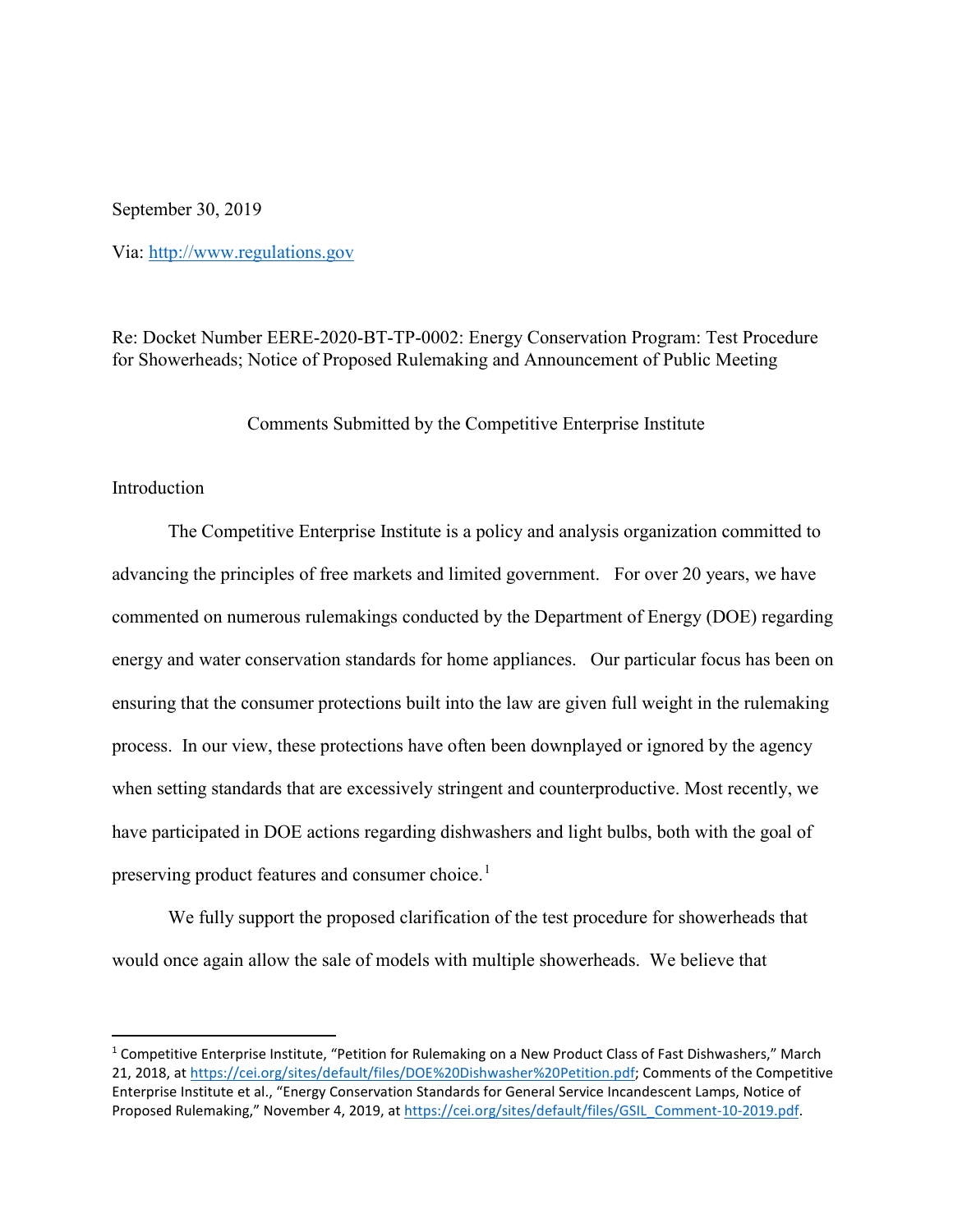September 30, 2019

Via: http://www.regulations.gov

Re: Docket Number EERE-2020-BT-TP-0002: Energy Conservation Program: Test Procedure for Showerheads; Notice of Proposed Rulemaking and Announcement of Public Meeting

Comments Submitted by the Competitive Enterprise Institute

Introduction

The Competitive Enterprise Institute is a policy and analysis organization committed to advancing the principles of free markets and limited government. For over 20 years, we have commented on numerous rulemakings conducted by the Department of Energy (DOE) regarding energy and water conservation standards for home appliances. Our particular focus has been on ensuring that the consumer protections built into the law are given full weight in the rulemaking process. In our view, these protections have often been downplayed or ignored by the agency when setting standards that are excessively stringent and counterproductive. Most recently, we have participated in DOE actions regarding dishwashers and light bulbs, both with the goal of preserving product features and consumer choice.[1]

We fully support the proposed clarification of the test procedure for showerheads that would once again allow the sale of models with multiple showerheads. We believe that

[1] Competitive Enterprise Institute, "Petition for Rulemaking on a New Product Class of Fast Dishwashers," March 21, 2018, at https://cei.org/sites/default/files/DOE%20Dishwasher%20Petition.pdf; Comments of the Competitive Enterprise Institute et al., "Energy Conservation Standards for General Service Incandescent Lamps, Notice of Proposed Rulemaking," November 4, 2019, at https://cei.org/sites/default/files/GSIL_Comment-10-2019.pdf.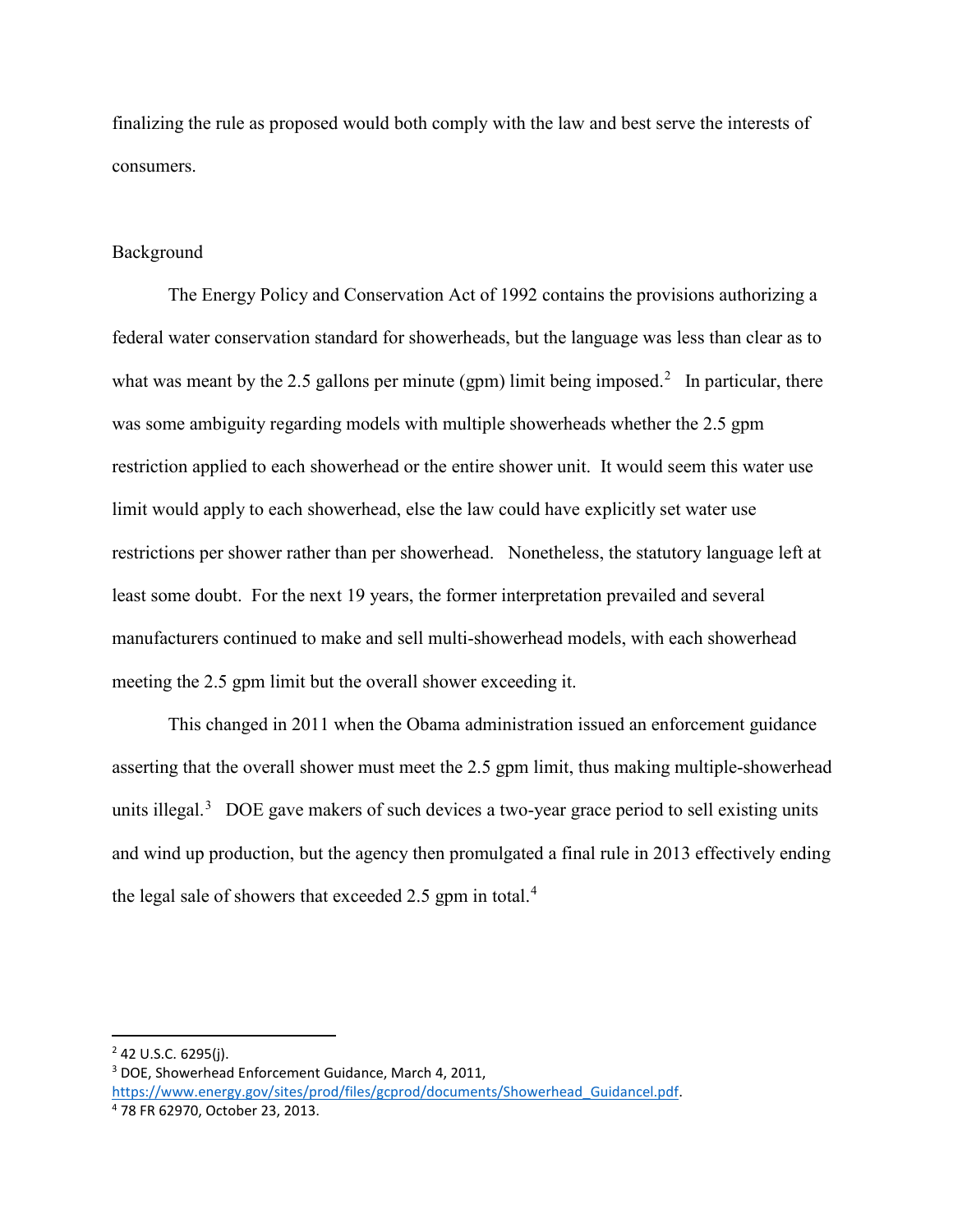finalizing the rule as proposed would both comply with the law and best serve the interests of consumers.

## Background

The Energy Policy and Conservation Act of 1992 contains the provisions authorizing a federal water conservation standard for showerheads, but the language was less than clear as to what was meant by the 2.5 gallons per minute (gpm) limit being imposed.[2] In particular, there was some ambiguity regarding models with multiple showerheads whether the 2.5 gpm restriction applied to each showerhead or the entire shower unit. It would seem this water use limit would apply to each showerhead, else the law could have explicitly set water use restrictions per shower rather than per showerhead. Nonetheless, the statutory language left at least some doubt. For the next 19 years, the former interpretation prevailed and several manufacturers continued to make and sell multi-showerhead models, with each showerhead meeting the 2.5 gpm limit but the overall shower exceeding it.

This changed in 2011 when the Obama administration issued an enforcement guidance asserting that the overall shower must meet the 2.5 gpm limit, thus making multiple-showerhead units illegal.[3] DOE gave makers of such devices a two-year grace period to sell existing units and wind up production, but the agency then promulgated a final rule in 2013 effectively ending the legal sale of showers that exceeded 2.5 gpm in total.[4]

---

[2] 42 U.S.C. 6295(j).

[3] DOE, Showerhead Enforcement Guidance, March 4, 2011, https://www.energy.gov/sites/prod/files/gcprod/documents/Showerhead_Guidancel.pdf.

[4] 78 FR 62970, October 23, 2013.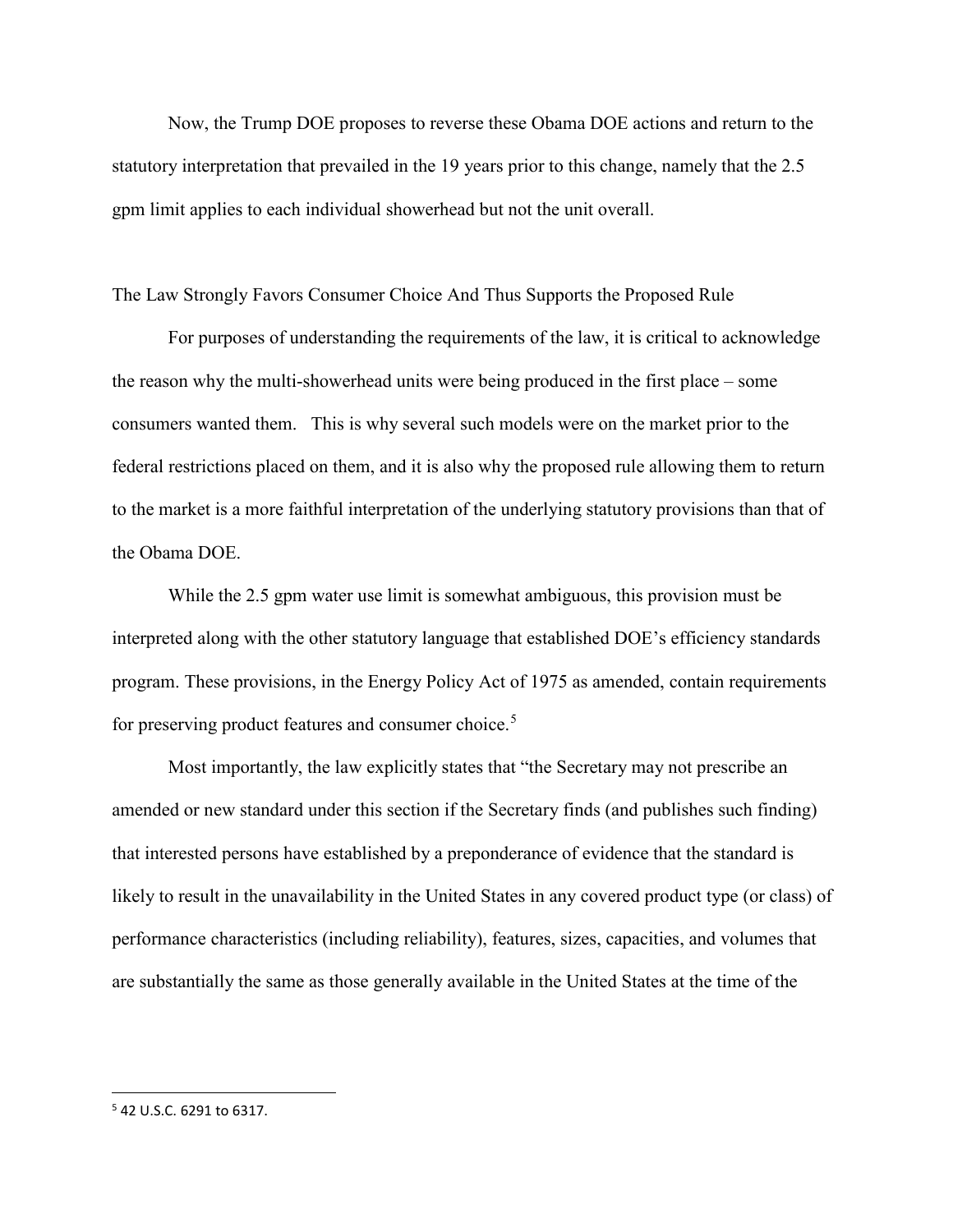Now, the Trump DOE proposes to reverse these Obama DOE actions and return to the statutory interpretation that prevailed in the 19 years prior to this change, namely that the 2.5 gpm limit applies to each individual showerhead but not the unit overall.

## The Law Strongly Favors Consumer Choice And Thus Supports the Proposed Rule

For purposes of understanding the requirements of the law, it is critical to acknowledge the reason why the multi-showerhead units were being produced in the first place – some consumers wanted them. This is why several such models were on the market prior to the federal restrictions placed on them, and it is also why the proposed rule allowing them to return to the market is a more faithful interpretation of the underlying statutory provisions than that of the Obama DOE.

While the 2.5 gpm water use limit is somewhat ambiguous, this provision must be interpreted along with the other statutory language that established DOE's efficiency standards program. These provisions, in the Energy Policy Act of 1975 as amended, contain requirements for preserving product features and consumer choice.[5]

Most importantly, the law explicitly states that "the Secretary may not prescribe an amended or new standard under this section if the Secretary finds (and publishes such finding) that interested persons have established by a preponderance of evidence that the standard is likely to result in the unavailability in the United States in any covered product type (or class) of performance characteristics (including reliability), features, sizes, capacities, and volumes that are substantially the same as those generally available in the United States at the time of the

[5] 42 U.S.C. 6291 to 6317.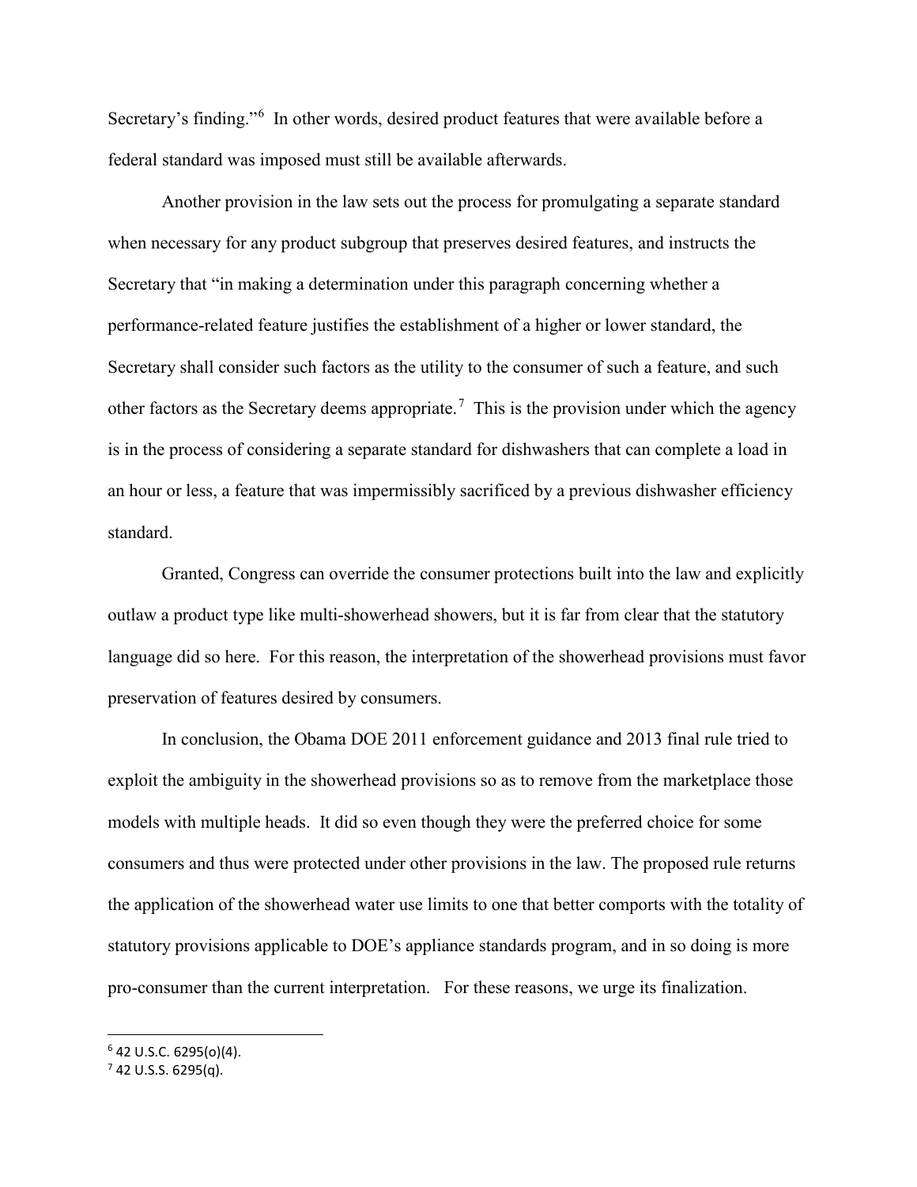Secretary's finding."[6] In other words, desired product features that were available before a federal standard was imposed must still be available afterwards.

Another provision in the law sets out the process for promulgating a separate standard when necessary for any product subgroup that preserves desired features, and instructs the Secretary that "in making a determination under this paragraph concerning whether a performance-related feature justifies the establishment of a higher or lower standard, the Secretary shall consider such factors as the utility to the consumer of such a feature, and such other factors as the Secretary deems appropriate.[7] This is the provision under which the agency is in the process of considering a separate standard for dishwashers that can complete a load in an hour or less, a feature that was impermissibly sacrificed by a previous dishwasher efficiency standard.

Granted, Congress can override the consumer protections built into the law and explicitly outlaw a product type like multi-showerhead showers, but it is far from clear that the statutory language did so here. For this reason, the interpretation of the showerhead provisions must favor preservation of features desired by consumers.

In conclusion, the Obama DOE 2011 enforcement guidance and 2013 final rule tried to exploit the ambiguity in the showerhead provisions so as to remove from the marketplace those models with multiple heads. It did so even though they were the preferred choice for some consumers and thus were protected under other provisions in the law. The proposed rule returns the application of the showerhead water use limits to one that better comports with the totality of statutory provisions applicable to DOE's appliance standards program, and in so doing is more pro-consumer than the current interpretation. For these reasons, we urge its finalization.

---

[6] 42 U.S.C. 6295(o)(4).

[7] 42 U.S.S. 6295(q).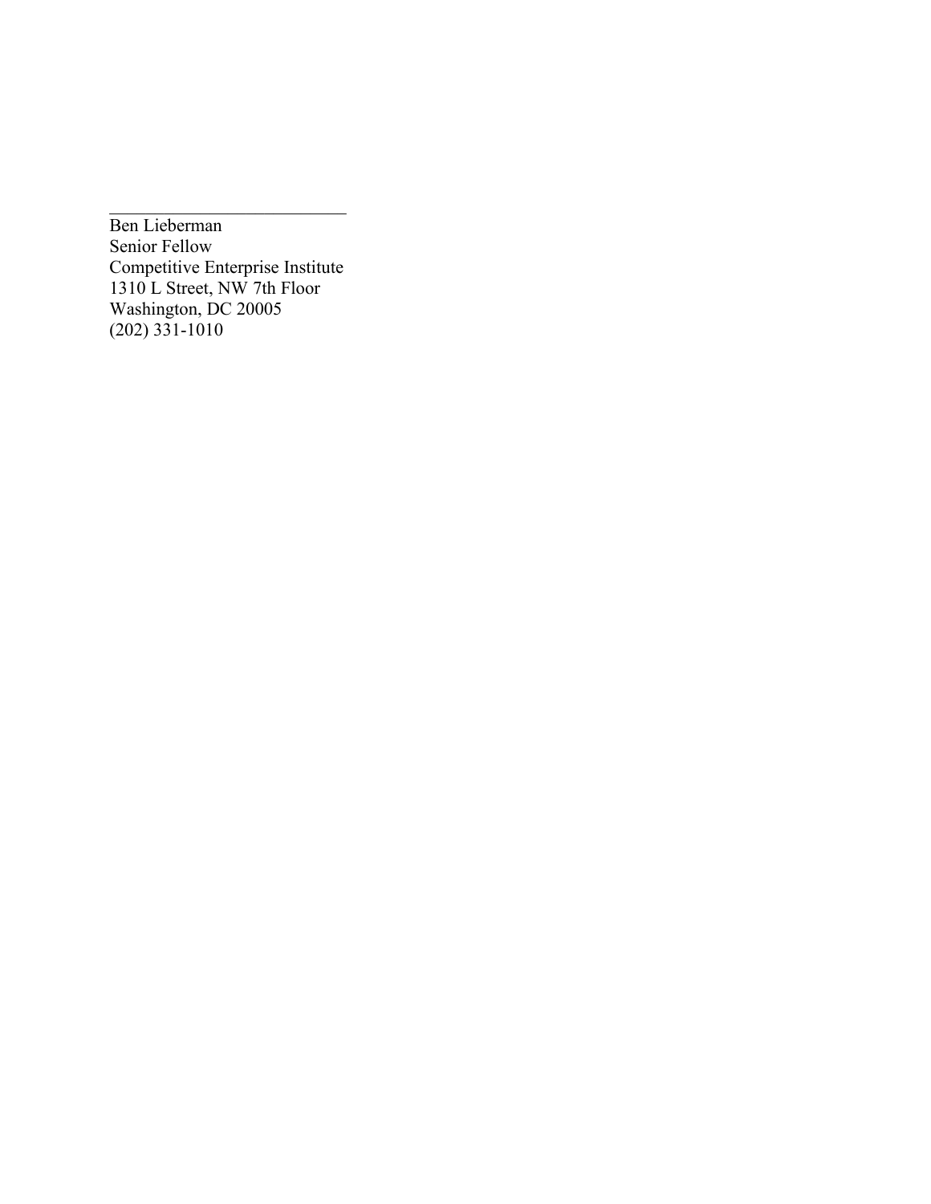\_\_\_\_\_\_\_\_\_\_\_\_\_\_\_\_\_\_\_\_\_\_\_\_\_\_

Ben Lieberman  
Senior Fellow  
Competitive Enterprise Institute  
1310 L Street, NW 7th Floor  
Washington, DC 20005  
(202) 331-1010